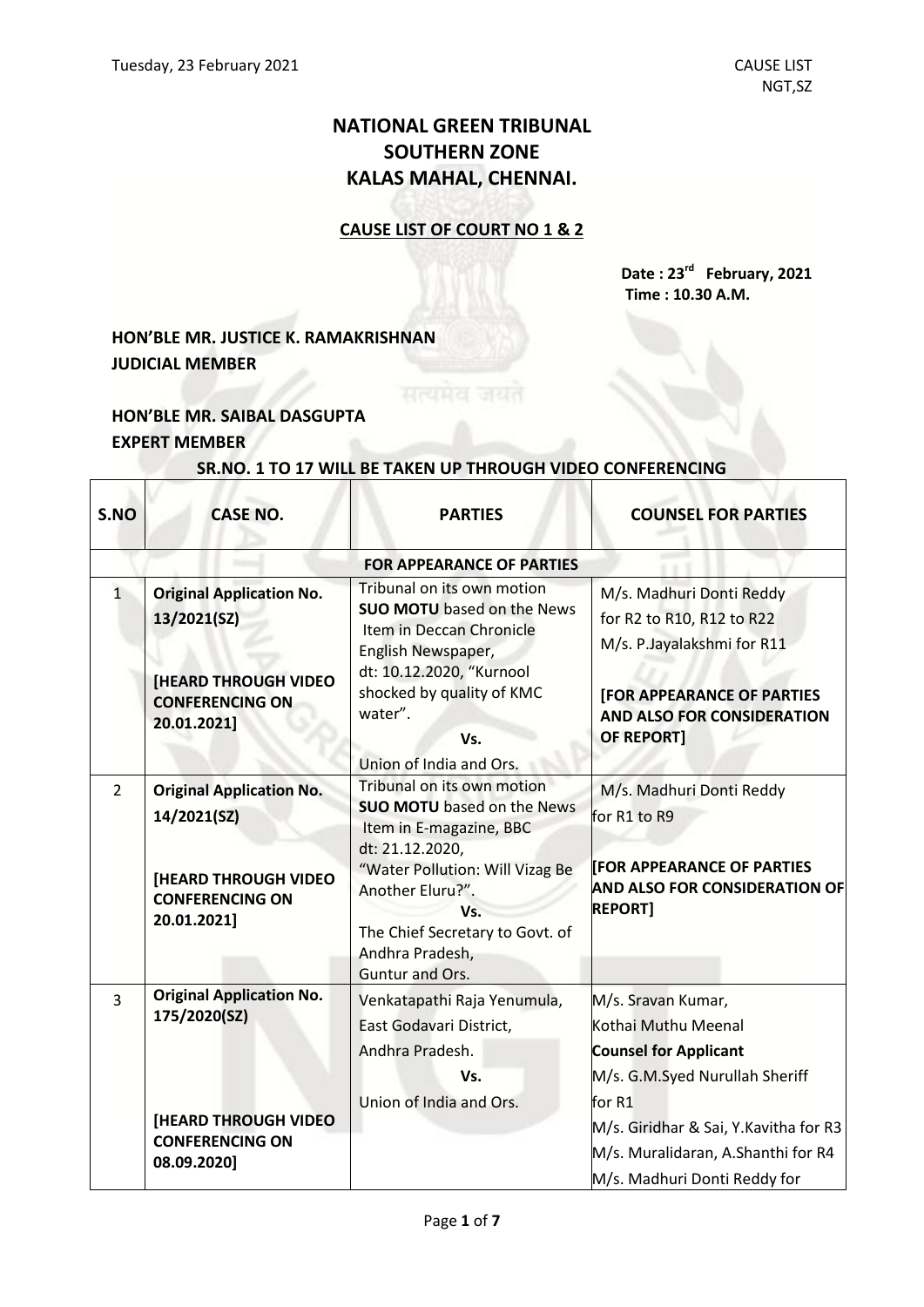# NATIONAL GREEN TRIBUNAL
# SOUTHERN ZONE
# KALAS MAHAL, CHENNAI.

**CAUSE LIST OF COURT NO 1 & 2**

**Date : 23rd February, 2021**
**Time : 10.30 A.M.**

**HON'BLE MR. JUSTICE K. RAMAKRISHNAN**
**JUDICIAL MEMBER**

**HON'BLE MR. SAIBAL DASGUPTA**
**EXPERT MEMBER**

**SR.NO. 1 TO 17 WILL BE TAKEN UP THROUGH VIDEO CONFERENCING**

| S.NO | CASE NO. | PARTIES | COUNSEL FOR PARTIES |
|---|---|---|---|
| | | **FOR APPEARANCE OF PARTIES** | |
| 1 | **Original Application No. 13/2021(SZ)**<br><br>**[HEARD THROUGH VIDEO CONFERENCING ON 20.01.2021]** | Tribunal on its own motion **SUO MOTU** based on the News Item in Deccan Chronicle English Newspaper, dt: 10.12.2020, "Kurnool shocked by quality of KMC water".<br>**Vs.**<br>Union of India and Ors. | M/s. Madhuri Donti Reddy for R2 to R10, R12 to R22<br>M/s. P.Jayalakshmi for R11<br><br>**[FOR APPEARANCE OF PARTIES AND ALSO FOR CONSIDERATION OF REPORT]** |
| 2 | **Original Application No. 14/2021(SZ)**<br><br>**[HEARD THROUGH VIDEO CONFERENCING ON 20.01.2021]** | Tribunal on its own motion **SUO MOTU** based on the News Item in E-magazine, BBC dt: 21.12.2020, "Water Pollution: Will Vizag Be Another Eluru?".<br>**Vs.**<br>The Chief Secretary to Govt. of Andhra Pradesh, Guntur and Ors. | M/s. Madhuri Donti Reddy for R1 to R9<br><br>**[FOR APPEARANCE OF PARTIES AND ALSO FOR CONSIDERATION OF REPORT]** |
| 3 | **Original Application No. 175/2020(SZ)**<br><br>**[HEARD THROUGH VIDEO CONFERENCING ON 08.09.2020]** | Venkatapathi Raja Yenumula, East Godavari District, Andhra Pradesh.<br>**Vs.**<br>Union of India and Ors. | M/s. Sravan Kumar, Kothai Muthu Meenal<br>**Counsel for Applicant**<br>M/s. G.M.Syed Nurullah Sheriff for R1<br>M/s. Giridhar & Sai, Y.Kavitha for R3<br>M/s. Muralidaran, A.Shanthi for R4<br>M/s. Madhuri Donti Reddy for |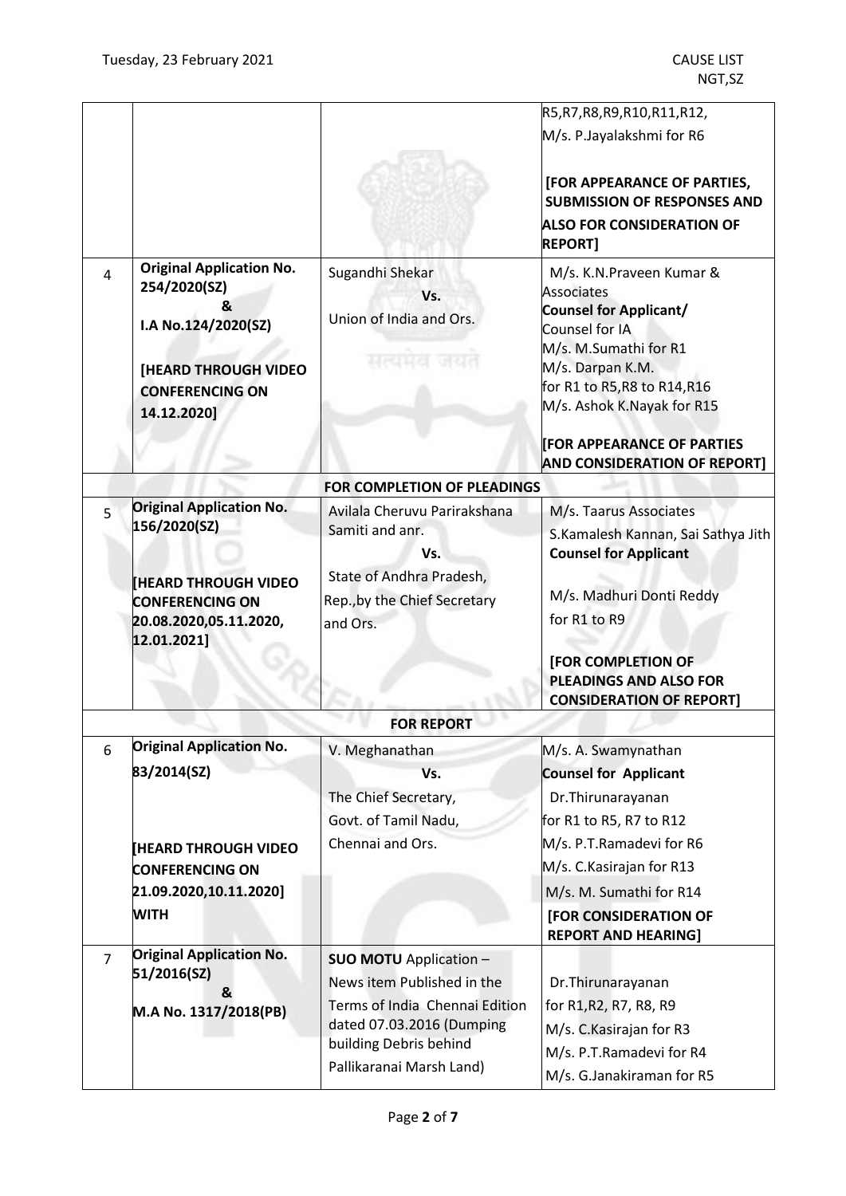| | | | |
|---|---|---|---|
| | | | R5,R7,R8,R9,R10,R11,R12,<br>M/s. P.Jayalakshmi for R6<br><br>**[FOR APPEARANCE OF PARTIES, SUBMISSION OF RESPONSES AND ALSO FOR CONSIDERATION OF REPORT]** |
| 4 | **Original Application No. 254/2020(SZ)**<br>**&**<br>**I.A No.124/2020(SZ)**<br><br>**[HEARD THROUGH VIDEO CONFERENCING ON 14.12.2020]** | Sugandhi Shekar<br>**Vs.**<br>Union of India and Ors. | M/s. K.N.Praveen Kumar & Associates<br>**Counsel for Applicant/**<br>Counsel for IA<br>M/s. M.Sumathi for R1<br>M/s. Darpan K.M.<br>for R1 to R5,R8 to R14,R16<br>M/s. Ashok K.Nayak for R15<br><br>**[FOR APPEARANCE OF PARTIES AND CONSIDERATION OF REPORT]** |
| | | **FOR COMPLETION OF PLEADINGS** | |
| 5 | **Original Application No. 156/2020(SZ)**<br><br>**[HEARD THROUGH VIDEO CONFERENCING ON 20.08.2020,05.11.2020, 12.01.2021]** | Avilala Cheruvu Parirakshana Samiti and anr.<br>**Vs.**<br>State of Andhra Pradesh, Rep.,by the Chief Secretary and Ors. | M/s. Taarus Associates<br>S.Kamalesh Kannan, Sai Sathya Jith<br>**Counsel for Applicant**<br><br>M/s. Madhuri Donti Reddy for R1 to R9<br><br>**[FOR COMPLETION OF PLEADINGS AND ALSO FOR CONSIDERATION OF REPORT]** |
| | | **FOR REPORT** | |
| 6 | **Original Application No. 83/2014(SZ)**<br><br>**[HEARD THROUGH VIDEO CONFERENCING ON 21.09.2020,10.11.2020]**<br>**WITH** | V. Meghanathan<br>**Vs.**<br>The Chief Secretary, Govt. of Tamil Nadu, Chennai and Ors. | M/s. A. Swamynathan<br>**Counsel for Applicant**<br>Dr.Thirunarayanan for R1 to R5, R7 to R12<br>M/s. P.T.Ramadevi for R6<br>M/s. C.Kasirajan for R13<br>M/s. M. Sumathi for R14<br>**[FOR CONSIDERATION OF REPORT AND HEARING]** |
| 7 | **Original Application No. 51/2016(SZ)**<br>**&**<br>**M.A No. 1317/2018(PB)** | **SUO MOTU** Application – News item Published in the Terms of India Chennai Edition dated 07.03.2016 (Dumping building Debris behind Pallikaranai Marsh Land) | Dr.Thirunarayanan for R1,R2, R7, R8, R9<br>M/s. C.Kasirajan for R3<br>M/s. P.T.Ramadevi for R4<br>M/s. G.Janakiraman for R5 |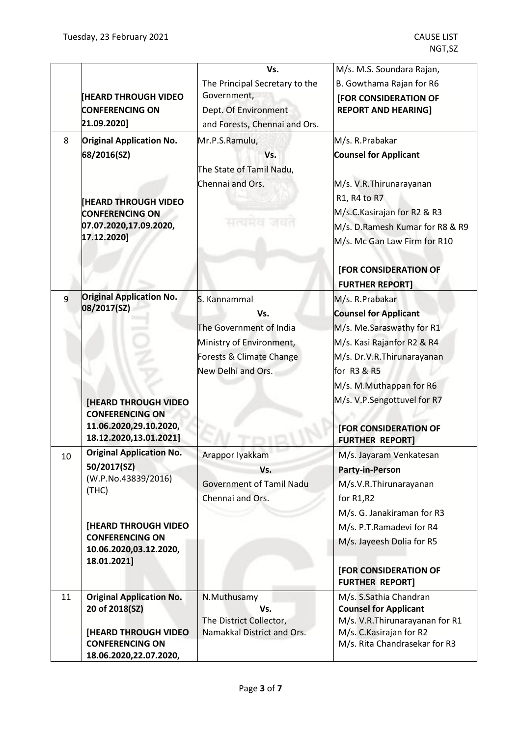| | | | |
|---|---|---|---|
| | [HEARD THROUGH VIDEO CONFERENCING ON 21.09.2020] | Vs.<br>The Principal Secretary to the Government,<br>Dept. Of Environment and Forests, Chennai and Ors. | M/s. M.S. Soundara Rajan,<br>B. Gowthama Rajan for R6<br>**[FOR CONSIDERATION OF REPORT AND HEARING]** |
| 8 | **Original Application No. 68/2016(SZ)**<br><br>**[HEARD THROUGH VIDEO CONFERENCING ON 07.07.2020,17.09.2020, 17.12.2020]** | Mr.P.S.Ramulu,<br>**Vs.**<br>The State of Tamil Nadu, Chennai and Ors. | M/s. R.Prabakar<br>**Counsel for Applicant**<br><br>M/s. V.R.Thirunarayanan R1, R4 to R7<br>M/s.C.Kasirajan for R2 & R3<br>M/s. D.Ramesh Kumar for R8 & R9<br>M/s. Mc Gan Law Firm for R10<br><br>**[FOR CONSIDERATION OF FURTHER REPORT]** |
| 9 | **Original Application No. 08/2017(SZ)**<br><br>**[HEARD THROUGH VIDEO CONFERENCING ON 11.06.2020,29.10.2020, 18.12.2020,13.01.2021]** | S. Kannammal<br>**Vs.**<br>The Government of India Ministry of Environment, Forests & Climate Change New Delhi and Ors. | M/s. R.Prabakar<br>**Counsel for Applicant**<br>M/s. Me.Saraswathy for R1<br>M/s. Kasi Rajanfor R2 & R4<br>M/s. Dr.V.R.Thirunarayanan for R3 & R5<br>M/s. M.Muthappan for R6<br>M/s. V.P.Sengottuvel for R7<br><br>**[FOR CONSIDERATION OF FURTHER REPORT]** |
| 10 | **Original Application No. 50/2017(SZ)**<br>(W.P.No.43839/2016) (THC)<br><br>**[HEARD THROUGH VIDEO CONFERENCING ON 10.06.2020,03.12.2020, 18.01.2021]** | Arappor Iyakkam<br>**Vs.**<br>Government of Tamil Nadu Chennai and Ors. | M/s. Jayaram Venkatesan<br>**Party-in-Person**<br>M/s.V.R.Thirunarayanan for R1,R2<br>M/s. G. Janakiraman for R3<br>M/s. P.T.Ramadevi for R4<br>M/s. Jayeesh Dolia for R5<br><br>**[FOR CONSIDERATION OF FURTHER REPORT]** |
| 11 | **Original Application No. 20 of 2018(SZ)**<br><br>**[HEARD THROUGH VIDEO CONFERENCING ON 18.06.2020,22.07.2020,** | N.Muthusamy<br>**Vs.**<br>The District Collector, Namakkal District and Ors. | M/s. S.Sathia Chandran<br>**Counsel for Applicant**<br>M/s. V.R.Thirunarayanan for R1<br>M/s. C.Kasirajan for R2<br>M/s. Rita Chandrasekar for R3 |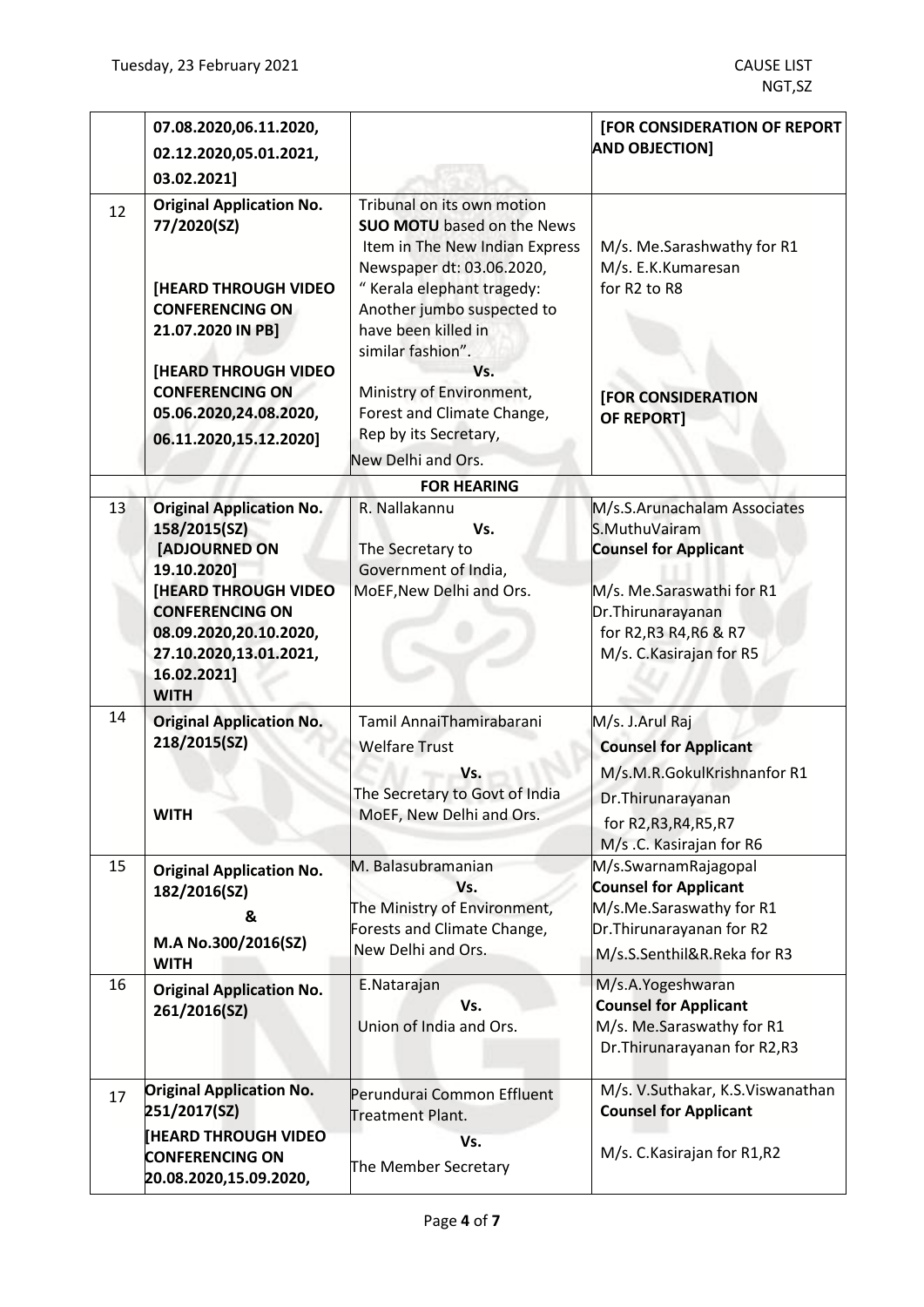| | | | |
|---|---|---|---|
| | 07.08.2020,06.11.2020, 02.12.2020,05.01.2021, 03.02.2021] | | [FOR CONSIDERATION OF REPORT AND OBJECTION] |
| 12 | **Original Application No. 77/2020(SZ)**<br><br>**[HEARD THROUGH VIDEO CONFERENCING ON 21.07.2020 IN PB]**<br><br>**[HEARD THROUGH VIDEO CONFERENCING ON 05.06.2020,24.08.2020, 06.11.2020,15.12.2020]** | Tribunal on its own motion **SUO MOTU** based on the News Item in The New Indian Express Newspaper dt: 03.06.2020, " Kerala elephant tragedy: Another jumbo suspected to have been killed in similar fashion".<br>**Vs.**<br>Ministry of Environment, Forest and Climate Change, Rep by its Secretary, New Delhi and Ors. | M/s. Me.Sarashwathy for R1<br>M/s. E.K.Kumaresan for R2 to R8<br><br>**[FOR CONSIDERATION OF REPORT]** |
| | | **FOR HEARING** | |
| 13 | **Original Application No. 158/2015(SZ)**<br>**[ADJOURNED ON 19.10.2020]**<br>**[HEARD THROUGH VIDEO CONFERENCING ON 08.09.2020,20.10.2020, 27.10.2020,13.01.2021, 16.02.2021]**<br>**WITH** | R. Nallakannu<br>**Vs.**<br>The Secretary to Government of India, MoEF,New Delhi and Ors. | M/s.S.Arunachalam Associates<br>S.MuthuVairam<br>**Counsel for Applicant**<br><br>M/s. Me.Saraswathi for R1<br>Dr.Thirunarayanan for R2,R3 R4,R6 & R7<br>M/s. C.Kasirajan for R5 |
| 14 | **Original Application No. 218/2015(SZ)**<br><br>**WITH** | Tamil AnnaiThamirabarani Welfare Trust<br>**Vs.**<br>The Secretary to Govt of India MoEF, New Delhi and Ors. | M/s. J.Arul Raj<br>**Counsel for Applicant**<br>M/s.M.R.GokulKrishnanfor R1<br>Dr.Thirunarayanan for R2,R3,R4,R5,R7<br>M/s .C. Kasirajan for R6 |
| 15 | **Original Application No. 182/2016(SZ)**<br>**&**<br>**M.A No.300/2016(SZ)**<br>**WITH** | M. Balasubramanian<br>**Vs.**<br>The Ministry of Environment, Forests and Climate Change, New Delhi and Ors. | M/s.SwarnamRajagopal<br>**Counsel for Applicant**<br>M/s.Me.Saraswathy for R1<br>Dr.Thirunarayanan for R2<br>M/s.S.Senthil&R.Reka for R3 |
| 16 | **Original Application No. 261/2016(SZ)** | E.Natarajan<br>**Vs.**<br>Union of India and Ors. | M/s.A.Yogeshwaran<br>**Counsel for Applicant**<br>M/s. Me.Saraswathy for R1<br>Dr.Thirunarayanan for R2,R3 |
| 17 | **Original Application No. 251/2017(SZ)**<br>**[HEARD THROUGH VIDEO CONFERENCING ON 20.08.2020,15.09.2020,** | Perundurai Common Effluent Treatment Plant.<br>**Vs.**<br>The Member Secretary | M/s. V.Suthakar, K.S.Viswanathan<br>**Counsel for Applicant**<br><br>M/s. C.Kasirajan for R1,R2 |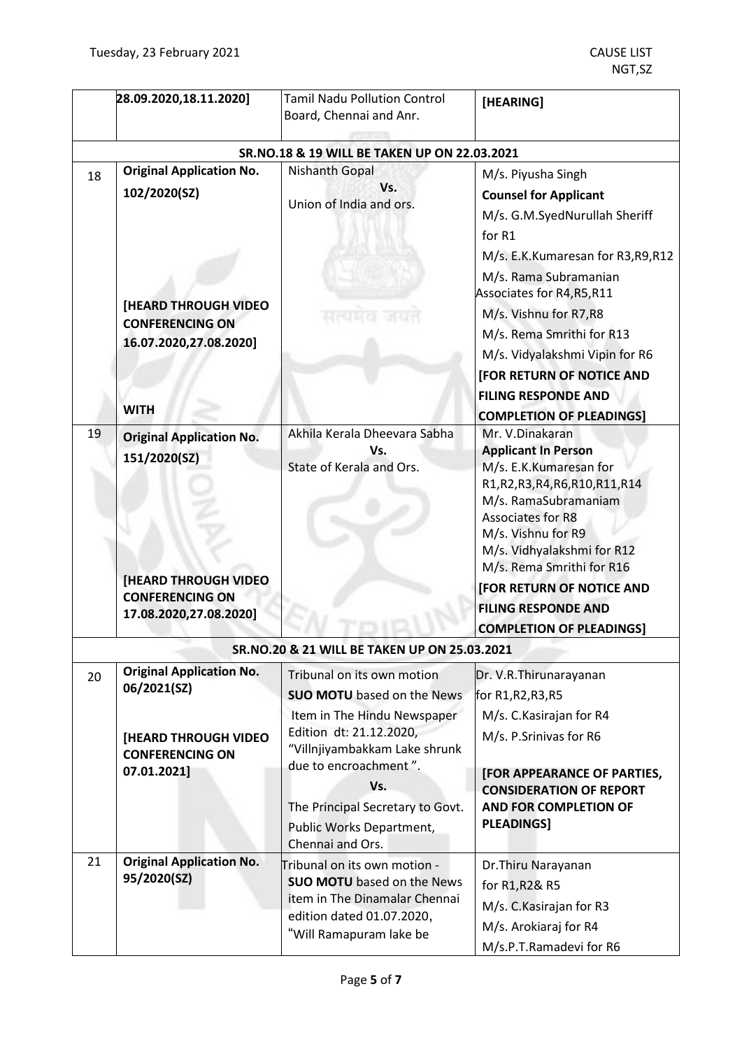| | | | |
|---|---|---|---|
| | 28.09.2020,18.11.2020] | Tamil Nadu Pollution Control Board, Chennai and Anr. | [HEARING] |
| **SR.NO.18 & 19 WILL BE TAKEN UP ON 22.03.2021** | | | |
| 18 | **Original Application No. 102/2020(SZ)**<br><br>**[HEARD THROUGH VIDEO CONFERENCING ON 16.07.2020,27.08.2020]**<br><br>**WITH** | Nishanth Gopal<br>**Vs.**<br>Union of India and ors. | M/s. Piyusha Singh<br>**Counsel for Applicant**<br>M/s. G.M.SyedNurullah Sheriff for R1<br>M/s. E.K.Kumaresan for R3,R9,R12<br>M/s. Rama Subramanian Associates for R4,R5,R11<br>M/s. Vishnu for R7,R8<br>M/s. Rema Smrithi for R13<br>M/s. Vidyalakshmi Vipin for R6<br>**[FOR RETURN OF NOTICE AND FILING RESPONDE AND COMPLETION OF PLEADINGS]** |
| 19 | **Original Application No. 151/2020(SZ)**<br><br>**[HEARD THROUGH VIDEO CONFERENCING ON 17.08.2020,27.08.2020]** | Akhila Kerala Dheevara Sabha<br>**Vs.**<br>State of Kerala and Ors. | Mr. V.Dinakaran<br>**Applicant In Person**<br>M/s. E.K.Kumaresan for R1,R2,R3,R4,R6,R10,R11,R14<br>M/s. RamaSubramaniam Associates for R8<br>M/s. Vishnu for R9<br>M/s. Vidhyalakshmi for R12<br>M/s. Rema Smrithi for R16<br>**[FOR RETURN OF NOTICE AND FILING RESPONDE AND COMPLETION OF PLEADINGS]** |
| **SR.NO.20 & 21 WILL BE TAKEN UP ON 25.03.2021** | | | |
| 20 | **Original Application No. 06/2021(SZ)**<br><br>**[HEARD THROUGH VIDEO CONFERENCING ON 07.01.2021]** | Tribunal on its own motion **SUO MOTU** based on the News Item in The Hindu Newspaper Edition dt: 21.12.2020, "Villnjiyambakkam Lake shrunk due to encroachment ".<br>**Vs.**<br>The Principal Secretary to Govt. Public Works Department, Chennai and Ors. | Dr. V.R.Thirunarayanan for R1,R2,R3,R5<br>M/s. C.Kasirajan for R4<br>M/s. P.Srinivas for R6<br><br>**[FOR APPEARANCE OF PARTIES, CONSIDERATION OF REPORT AND FOR COMPLETION OF PLEADINGS]** |
| 21 | **Original Application No. 95/2020(SZ)** | Tribunal on its own motion - **SUO MOTU** based on the News item in The Dinamalar Chennai edition dated 01.07.2020, "Will Ramapuram lake be | Dr.Thiru Narayanan for R1,R2& R5<br>M/s. C.Kasirajan for R3<br>M/s. Arokiaraj for R4<br>M/s.P.T.Ramadevi for R6 |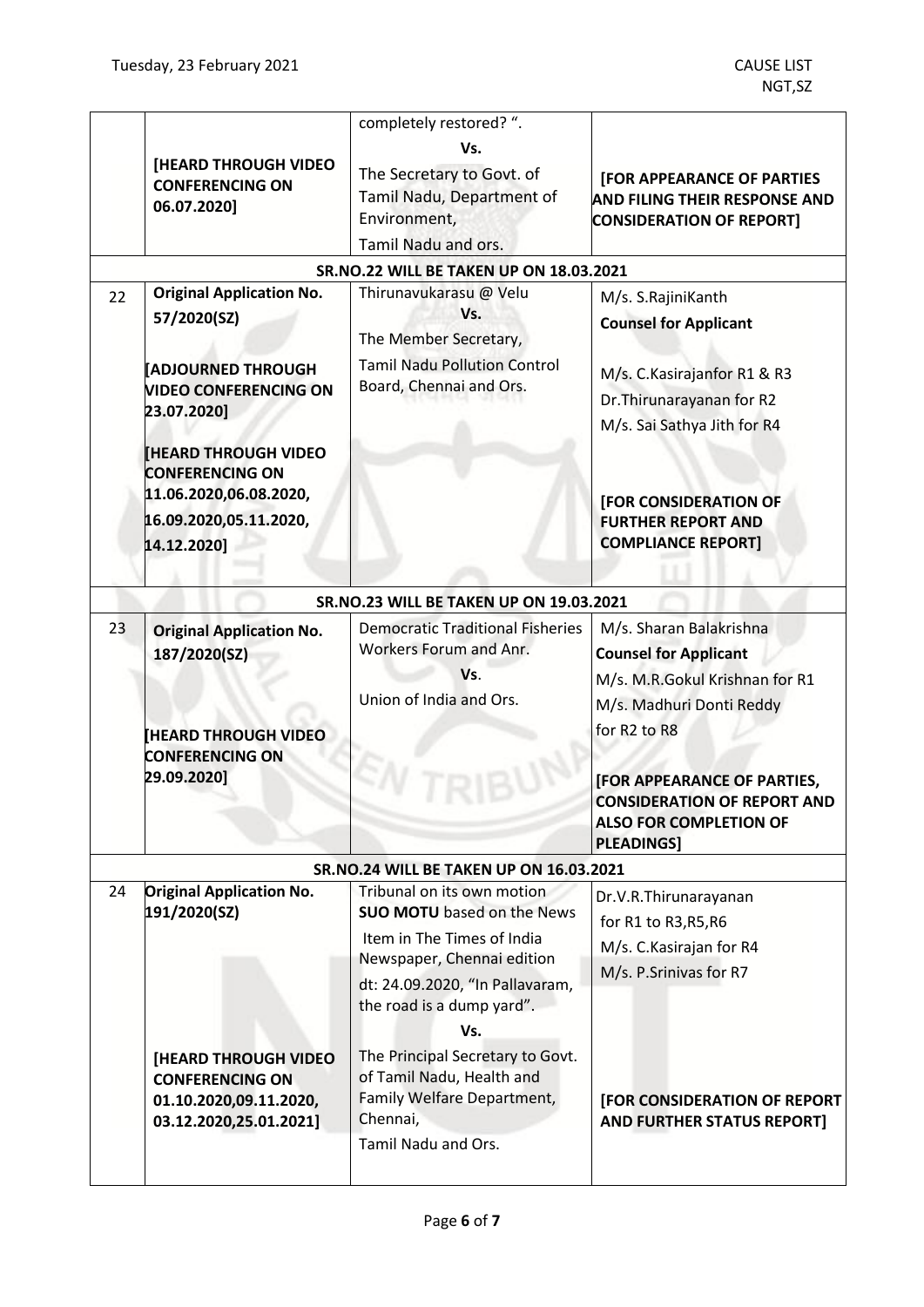| | | | |
|---|---|---|---|
| | [HEARD THROUGH VIDEO CONFERENCING ON 06.07.2020] | completely restored? ".<br>Vs.<br>The Secretary to Govt. of Tamil Nadu, Department of Environment,<br>Tamil Nadu and ors. | [FOR APPEARANCE OF PARTIES AND FILING THEIR RESPONSE AND CONSIDERATION OF REPORT] |
| | | **SR.NO.22 WILL BE TAKEN UP ON 18.03.2021** | |
| 22 | **Original Application No. 57/2020(SZ)**<br><br>**[ADJOURNED THROUGH VIDEO CONFERENCING ON 23.07.2020]**<br><br>**[HEARD THROUGH VIDEO CONFERENCING ON 11.06.2020,06.08.2020, 16.09.2020,05.11.2020, 14.12.2020]** | Thirunavukarasu @ Velu<br>Vs.<br>The Member Secretary,<br>Tamil Nadu Pollution Control Board, Chennai and Ors. | M/s. S.RajiniKanth<br>**Counsel for Applicant**<br><br>M/s. C.Kasirajanfor R1 & R3<br>Dr.Thirunarayanan for R2<br>M/s. Sai Sathya Jith for R4<br><br>**[FOR CONSIDERATION OF FURTHER REPORT AND COMPLIANCE REPORT]** |
| | | **SR.NO.23 WILL BE TAKEN UP ON 19.03.2021** | |
| 23 | **Original Application No. 187/2020(SZ)**<br><br>**[HEARD THROUGH VIDEO CONFERENCING ON 29.09.2020]** | Democratic Traditional Fisheries Workers Forum and Anr.<br>Vs.<br>Union of India and Ors. | M/s. Sharan Balakrishna<br>**Counsel for Applicant**<br>M/s. M.R.Gokul Krishnan for R1<br>M/s. Madhuri Donti Reddy for R2 to R8<br><br>**[FOR APPEARANCE OF PARTIES, CONSIDERATION OF REPORT AND ALSO FOR COMPLETION OF PLEADINGS]** |
| | | **SR.NO.24 WILL BE TAKEN UP ON 16.03.2021** | |
| 24 | **Original Application No. 191/2020(SZ)**<br><br>**[HEARD THROUGH VIDEO CONFERENCING ON 01.10.2020,09.11.2020, 03.12.2020,25.01.2021]** | Tribunal on its own motion **SUO MOTU** based on the News Item in The Times of India Newspaper, Chennai edition dt: 24.09.2020, "In Pallavaram, the road is a dump yard".<br>Vs.<br>The Principal Secretary to Govt. of Tamil Nadu, Health and Family Welfare Department, Chennai,<br>Tamil Nadu and Ors. | Dr.V.R.Thirunarayanan for R1 to R3,R5,R6<br>M/s. C.Kasirajan for R4<br>M/s. P.Srinivas for R7<br><br>**[FOR CONSIDERATION OF REPORT AND FURTHER STATUS REPORT]** |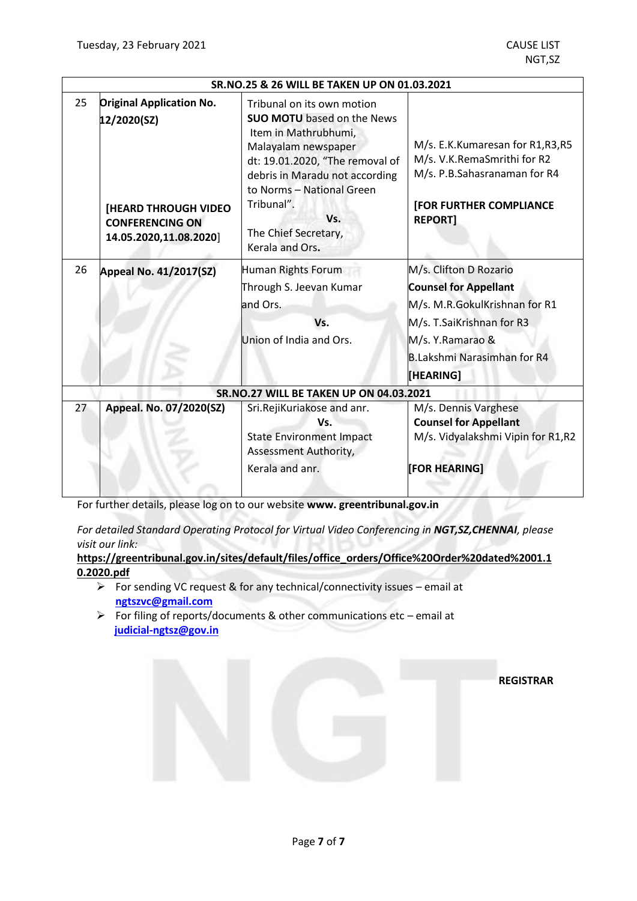| | | | |
|---|---|---|---|
| **SR.NO.25 & 26 WILL BE TAKEN UP ON 01.03.2021** | | | |
| 25 | **Original Application No. 12/2020(SZ)**<br><br>**[HEARD THROUGH VIDEO CONFERENCING ON 14.05.2020,11.08.2020]** | Tribunal on its own motion **SUO MOTU** based on the News Item in Mathrubhumi, Malayalam newspaper dt: 19.01.2020, "The removal of debris in Maradu not according to Norms – National Green Tribunal".<br>**Vs.**<br>The Chief Secretary, Kerala and Ors**.** | M/s. E.K.Kumaresan for R1,R3,R5<br>M/s. V.K.RemaSmrithi for R2<br>M/s. P.B.Sahasranaman for R4<br><br>**[FOR FURTHER COMPLIANCE REPORT]** |
| 26 | **Appeal No. 41/2017(SZ)** | Human Rights Forum<br>Through S. Jeevan Kumar<br>and Ors.<br>**Vs.**<br>Union of India and Ors. | M/s. Clifton D Rozario<br>**Counsel for Appellant**<br>M/s. M.R.GokulKrishnan for R1<br>M/s. T.SaiKrishnan for R3<br>M/s. Y.Ramarao &<br>B.Lakshmi Narasimhan for R4<br>**[HEARING]** |
| **SR.NO.27 WILL BE TAKEN UP ON 04.03.2021** | | | |
| 27 | **Appeal. No. 07/2020(SZ)** | Sri.RejiKuriakose and anr.<br>**Vs.**<br>State Environment Impact Assessment Authority,<br>Kerala and anr. | M/s. Dennis Varghese<br>**Counsel for Appellant**<br>M/s. Vidyalakshmi Vipin for R1,R2<br><br>**[FOR HEARING]** |

For further details, please log on to our website **www. greentribunal.gov.in**

*For detailed Standard Operating Protocol for Virtual Video Conferencing in **NGT,SZ,CHENNAI**, please visit our link:*

**https://greentribunal.gov.in/sites/default/files/office_orders/Office%20Order%20dated%2001.10.2020.pdf**

- For sending VC request & for any technical/connectivity issues – email at **ngtszvc@gmail.com**
- For filing of reports/documents & other communications etc – email at **judicial-ngtsz@gov.in**

**REGISTRAR**